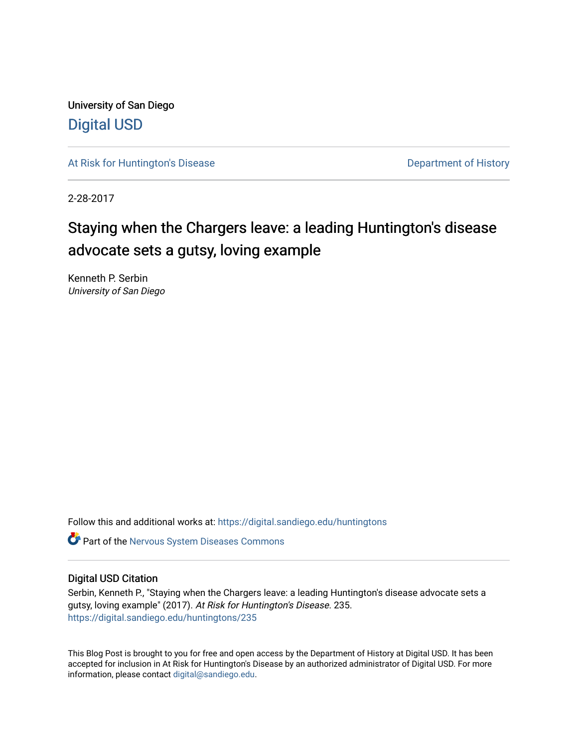University of San Diego

# Digital USD

At Risk for Huntington's Disease

Department of History

2-28-2017

## Staying when the Chargers leave: a leading Huntington's disease advocate sets a gutsy, loving example

Kenneth P. Serbin
*University of San Diego*

Follow this and additional works at: https://digital.sandiego.edu/huntingtons

Part of the Nervous System Diseases Commons

### Digital USD Citation

Serbin, Kenneth P., "Staying when the Chargers leave: a leading Huntington's disease advocate sets a gutsy, loving example" (2017). *At Risk for Huntington's Disease*. 235.
https://digital.sandiego.edu/huntingtons/235

This Blog Post is brought to you for free and open access by the Department of History at Digital USD. It has been accepted for inclusion in At Risk for Huntington's Disease by an authorized administrator of Digital USD. For more information, please contact digital@sandiego.edu.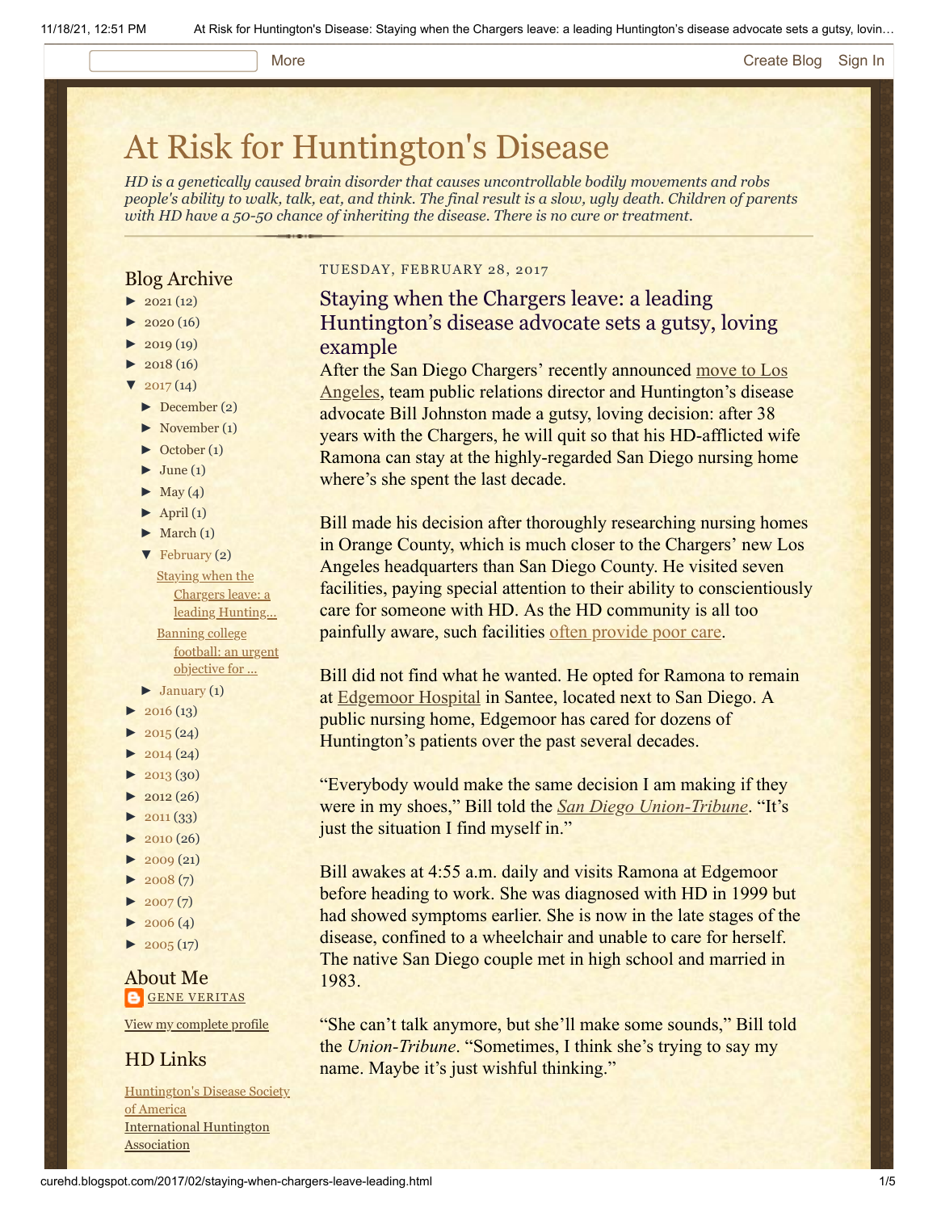# At Risk for Huntington's Disease

*HD is a genetically caused brain disorder that causes uncontrollable bodily movements and robs people's ability to walk, talk, eat, and think. The final result is a slow, ugly death. Children of parents with HD have a 50-50 chance of inheriting the disease. There is no cure or treatment.*

## Blog Archive

- ► 2021 (12)
- ► 2020 (16)
- ► 2019 (19)
- ► 2018 (16)
- ▼ 2017 (14)
  - ► December (2)
  - ► November (1)
  - ► October (1)
  - ► June (1)
  - ► May (4)
  - ► April (1)
  - ► March (1)
  - ▼ February (2)
    - Staying when the Chargers leave: a leading Hunting...
    - Banning college football: an urgent objective for ...
  - ► January (1)
- ► 2016 (13)
- ► 2015 (24)
- ► 2014 (24)
- ► 2013 (30)
- ► 2012 (26)
- ► 2011 (33)
- ► 2010 (26)
- ► 2009 (21)
- ► 2008 (7)
- ► 2007 (7)
- ► 2006 (4)
- ► 2005 (17)

## About Me

GENE VERITAS

View my complete profile

## HD Links

Huntington's Disease Society of America
International Huntington Association

TUESDAY, FEBRUARY 28, 2017

## Staying when the Chargers leave: a leading Huntington's disease advocate sets a gutsy, loving example

After the San Diego Chargers' recently announced move to Los Angeles, team public relations director and Huntington's disease advocate Bill Johnston made a gutsy, loving decision: after 38 years with the Chargers, he will quit so that his HD-afflicted wife Ramona can stay at the highly-regarded San Diego nursing home where's she spent the last decade.

Bill made his decision after thoroughly researching nursing homes in Orange County, which is much closer to the Chargers' new Los Angeles headquarters than San Diego County. He visited seven facilities, paying special attention to their ability to conscientiously care for someone with HD. As the HD community is all too painfully aware, such facilities often provide poor care.

Bill did not find what he wanted. He opted for Ramona to remain at Edgemoor Hospital in Santee, located next to San Diego. A public nursing home, Edgemoor has cared for dozens of Huntington's patients over the past several decades.

"Everybody would make the same decision I am making if they were in my shoes," Bill told the *San Diego Union-Tribune*. "It's just the situation I find myself in."

Bill awakes at 4:55 a.m. daily and visits Ramona at Edgemoor before heading to work. She was diagnosed with HD in 1999 but had showed symptoms earlier. She is now in the late stages of the disease, confined to a wheelchair and unable to care for herself. The native San Diego couple met in high school and married in 1983.

"She can't talk anymore, but she'll make some sounds," Bill told the *Union-Tribune*. "Sometimes, I think she's trying to say my name. Maybe it's just wishful thinking."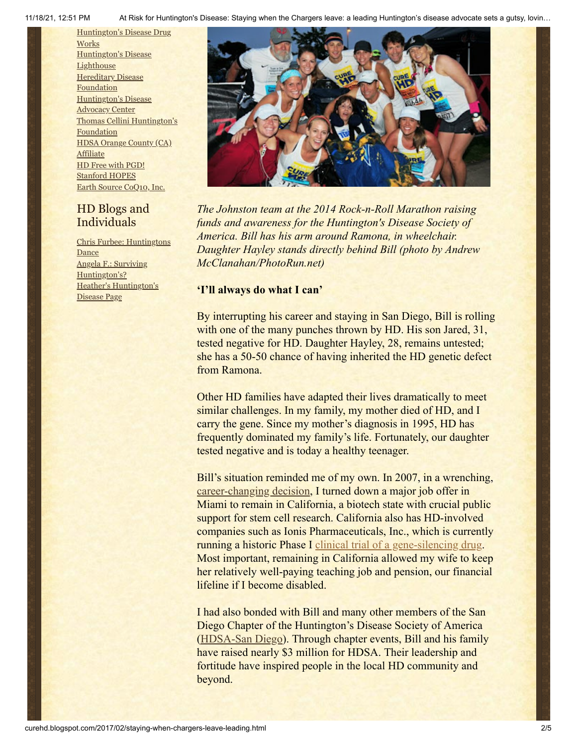[Huntington's Disease Drug Works](#)
[Huntington's Disease Lighthouse](#)
[Hereditary Disease Foundation](#)
[Huntington's Disease Advocacy Center](#)
[Thomas Cellini Huntington's Foundation](#)
[HDSA Orange County (CA) Affiliate](#)
[HD Free with PGD!](#)
[Stanford HOPES](#)
[Earth Source CoQ10, Inc.](#)

## HD Blogs and Individuals

[Chris Furbee: Huntingtons Dance](#)
[Angela F.: Surviving Huntington's?](#)
[Heather's Huntington's Disease Page](#)

*The Johnston team at the 2014 Rock-n-Roll Marathon raising funds and awareness for the Huntington's Disease Society of America. Bill has his arm around Ramona, in wheelchair. Daughter Hayley stands directly behind Bill (photo by Andrew McClanahan/PhotoRun.net)*

**'I'll always do what I can'**

By interrupting his career and staying in San Diego, Bill is rolling with one of the many punches thrown by HD. His son Jared, 31, tested negative for HD. Daughter Hayley, 28, remains untested; she has a 50-50 chance of having inherited the HD genetic defect from Ramona.

Other HD families have adapted their lives dramatically to meet similar challenges. In my family, my mother died of HD, and I carry the gene. Since my mother's diagnosis in 1995, HD has frequently dominated my family's life. Fortunately, our daughter tested negative and is today a healthy teenager.

Bill's situation reminded me of my own. In 2007, in a wrenching, [career-changing decision](#), I turned down a major job offer in Miami to remain in California, a biotech state with crucial public support for stem cell research. California also has HD-involved companies such as Ionis Pharmaceuticals, Inc., which is currently running a historic Phase I [clinical trial of a gene-silencing drug](#). Most important, remaining in California allowed my wife to keep her relatively well-paying teaching job and pension, our financial lifeline if I become disabled.

I had also bonded with Bill and many other members of the San Diego Chapter of the Huntington's Disease Society of America ([HDSA-San Diego](#)). Through chapter events, Bill and his family have raised nearly $3 million for HDSA. Their leadership and fortitude have inspired people in the local HD community and beyond.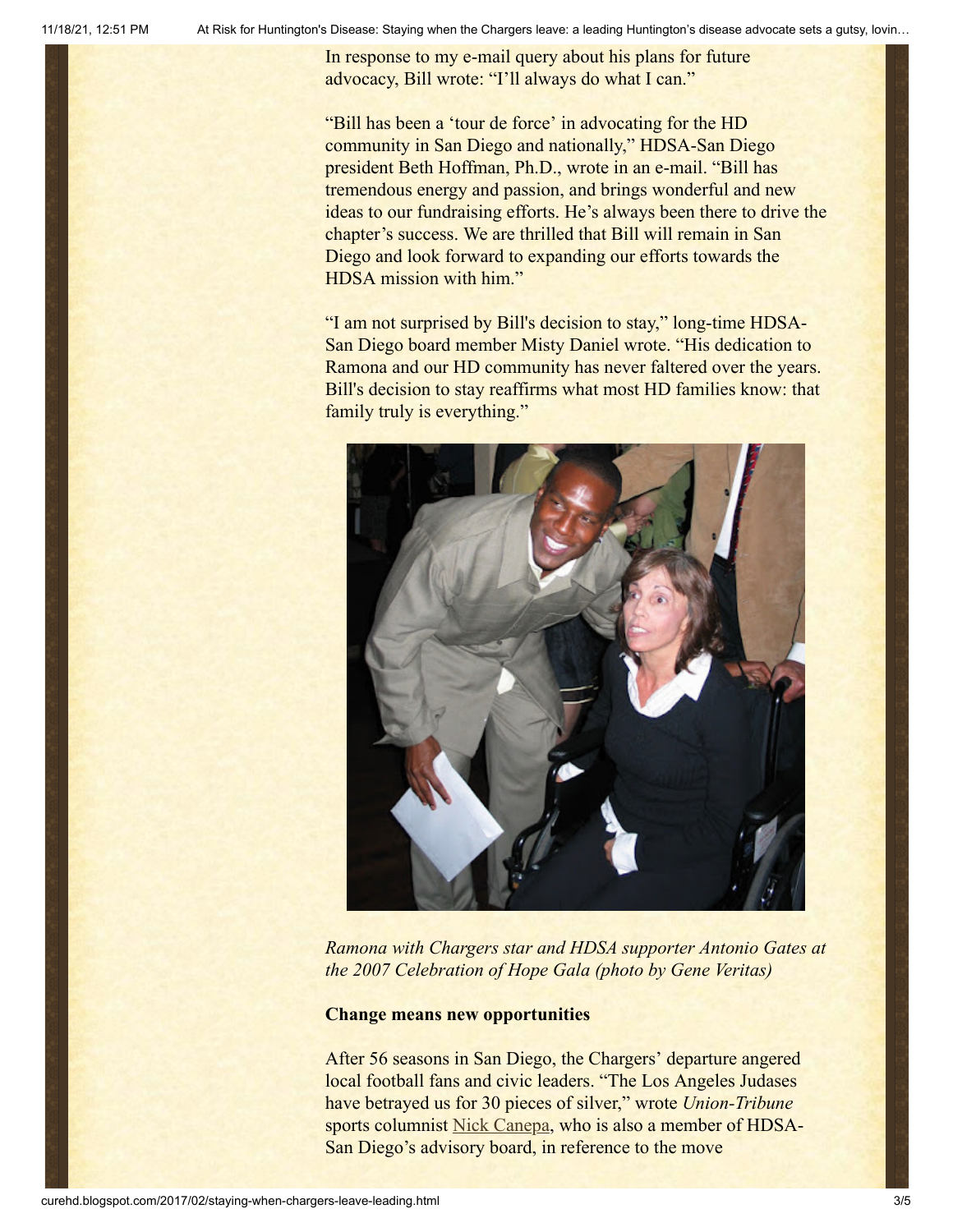In response to my e-mail query about his plans for future advocacy, Bill wrote: "I'll always do what I can."

"Bill has been a 'tour de force' in advocating for the HD community in San Diego and nationally," HDSA-San Diego president Beth Hoffman, Ph.D., wrote in an e-mail. "Bill has tremendous energy and passion, and brings wonderful and new ideas to our fundraising efforts. He's always been there to drive the chapter's success. We are thrilled that Bill will remain in San Diego and look forward to expanding our efforts towards the HDSA mission with him."

"I am not surprised by Bill's decision to stay," long-time HDSA-San Diego board member Misty Daniel wrote. "His dedication to Ramona and our HD community has never faltered over the years. Bill's decision to stay reaffirms what most HD families know: that family truly is everything."

*Ramona with Chargers star and HDSA supporter Antonio Gates at the 2007 Celebration of Hope Gala (photo by Gene Veritas)*

**Change means new opportunities**

After 56 seasons in San Diego, the Chargers' departure angered local football fans and civic leaders. "The Los Angeles Judases have betrayed us for 30 pieces of silver," wrote *Union-Tribune* sports columnist Nick Canepa, who is also a member of HDSA-San Diego's advisory board, in reference to the move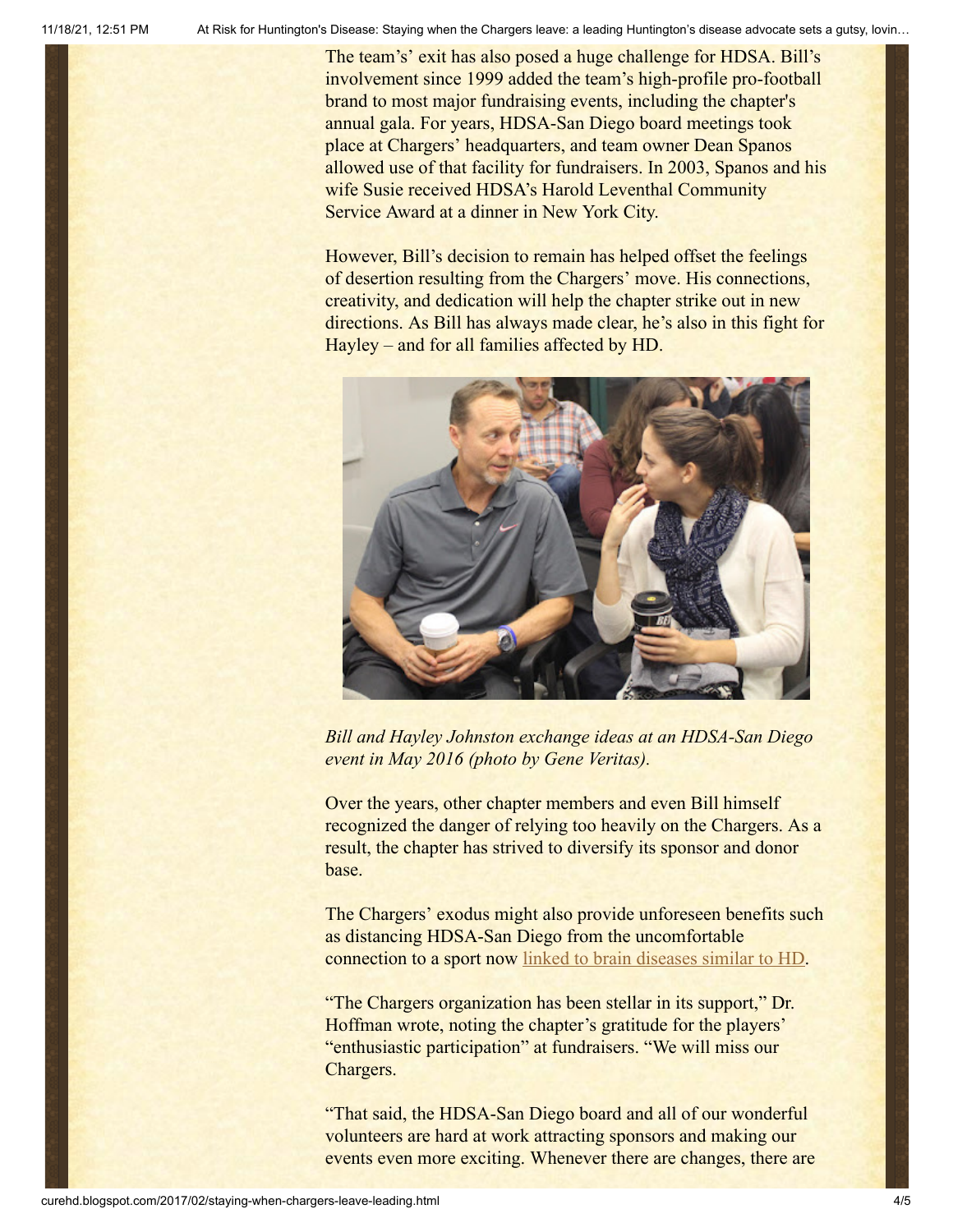The team's' exit has also posed a huge challenge for HDSA. Bill's involvement since 1999 added the team's high-profile pro-football brand to most major fundraising events, including the chapter's annual gala. For years, HDSA-San Diego board meetings took place at Chargers' headquarters, and team owner Dean Spanos allowed use of that facility for fundraisers. In 2003, Spanos and his wife Susie received HDSA's Harold Leventhal Community Service Award at a dinner in New York City.

However, Bill's decision to remain has helped offset the feelings of desertion resulting from the Chargers' move. His connections, creativity, and dedication will help the chapter strike out in new directions. As Bill has always made clear, he's also in this fight for Hayley – and for all families affected by HD.

*Bill and Hayley Johnston exchange ideas at an HDSA-San Diego event in May 2016 (photo by Gene Veritas).*

Over the years, other chapter members and even Bill himself recognized the danger of relying too heavily on the Chargers. As a result, the chapter has strived to diversify its sponsor and donor base.

The Chargers' exodus might also provide unforeseen benefits such as distancing HDSA-San Diego from the uncomfortable connection to a sport now [linked to brain diseases similar to HD](#).

"The Chargers organization has been stellar in its support," Dr. Hoffman wrote, noting the chapter's gratitude for the players' "enthusiastic participation" at fundraisers. "We will miss our Chargers.

"That said, the HDSA-San Diego board and all of our wonderful volunteers are hard at work attracting sponsors and making our events even more exciting. Whenever there are changes, there are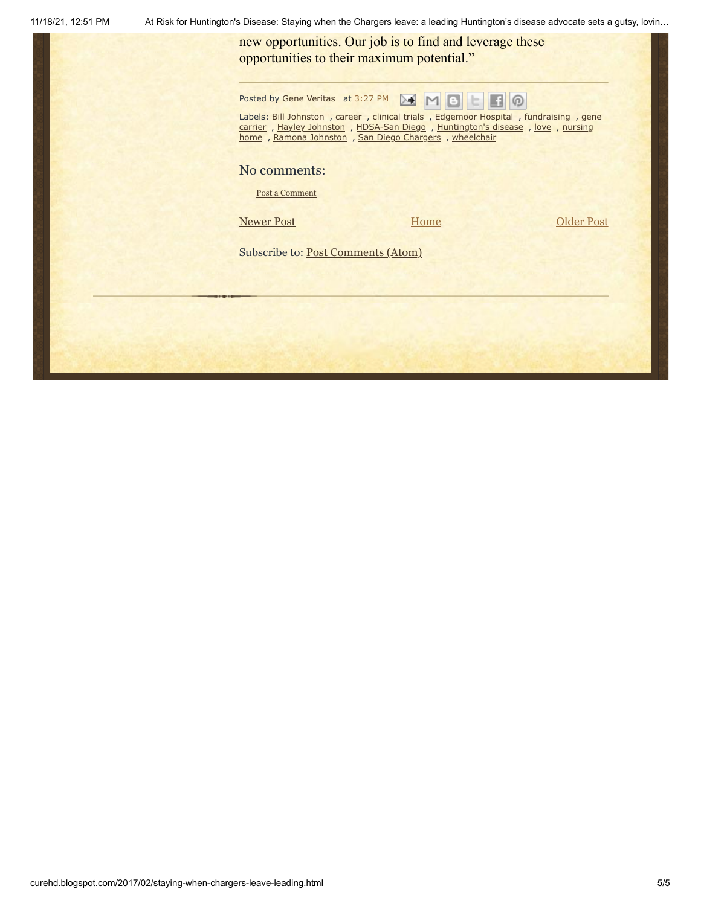new opportunities. Our job is to find and leverage these opportunities to their maximum potential."

Posted by Gene Veritas at 3:27 PM

Labels: Bill Johnston , career , clinical trials , Edgemoor Hospital , fundraising , gene carrier , Hayley Johnston , HDSA-San Diego , Huntington's disease , love , nursing home , Ramona Johnston , San Diego Chargers , wheelchair

No comments:

Post a Comment

Newer Post | Home | Older Post

Subscribe to: Post Comments (Atom)